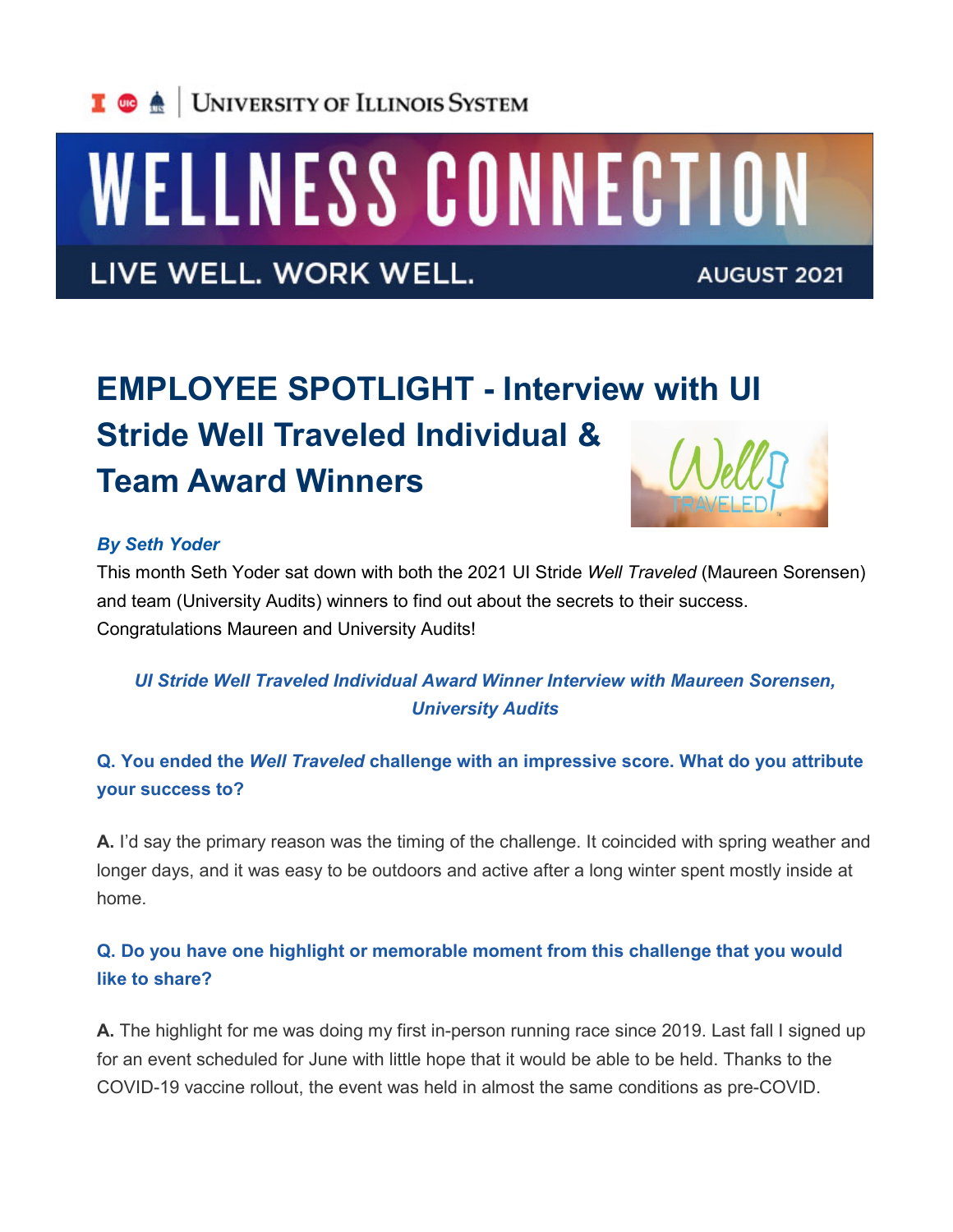UNIVERSITY OF ILLINOIS SYSTEM

# WELLNESS CONNECTION

LIVE WELL. WORK WELL. AUGUST 2021

## EMPLOYEE SPOTLIGHT - Interview with UI Stride Well Traveled Individual & Team Award Winners

***By Seth Yoder***

This month Seth Yoder sat down with both the 2021 UI Stride *Well Traveled* (Maureen Sorensen) and team (University Audits) winners to find out about the secrets to their success. Congratulations Maureen and University Audits!

***UI Stride Well Traveled Individual Award Winner Interview with Maureen Sorensen, University Audits***

**Q. You ended the *Well Traveled* challenge with an impressive score. What do you attribute your success to?**

**A.** I'd say the primary reason was the timing of the challenge. It coincided with spring weather and longer days, and it was easy to be outdoors and active after a long winter spent mostly inside at home.

**Q. Do you have one highlight or memorable moment from this challenge that you would like to share?**

**A.** The highlight for me was doing my first in-person running race since 2019. Last fall I signed up for an event scheduled for June with little hope that it would be able to be held. Thanks to the COVID-19 vaccine rollout, the event was held in almost the same conditions as pre-COVID.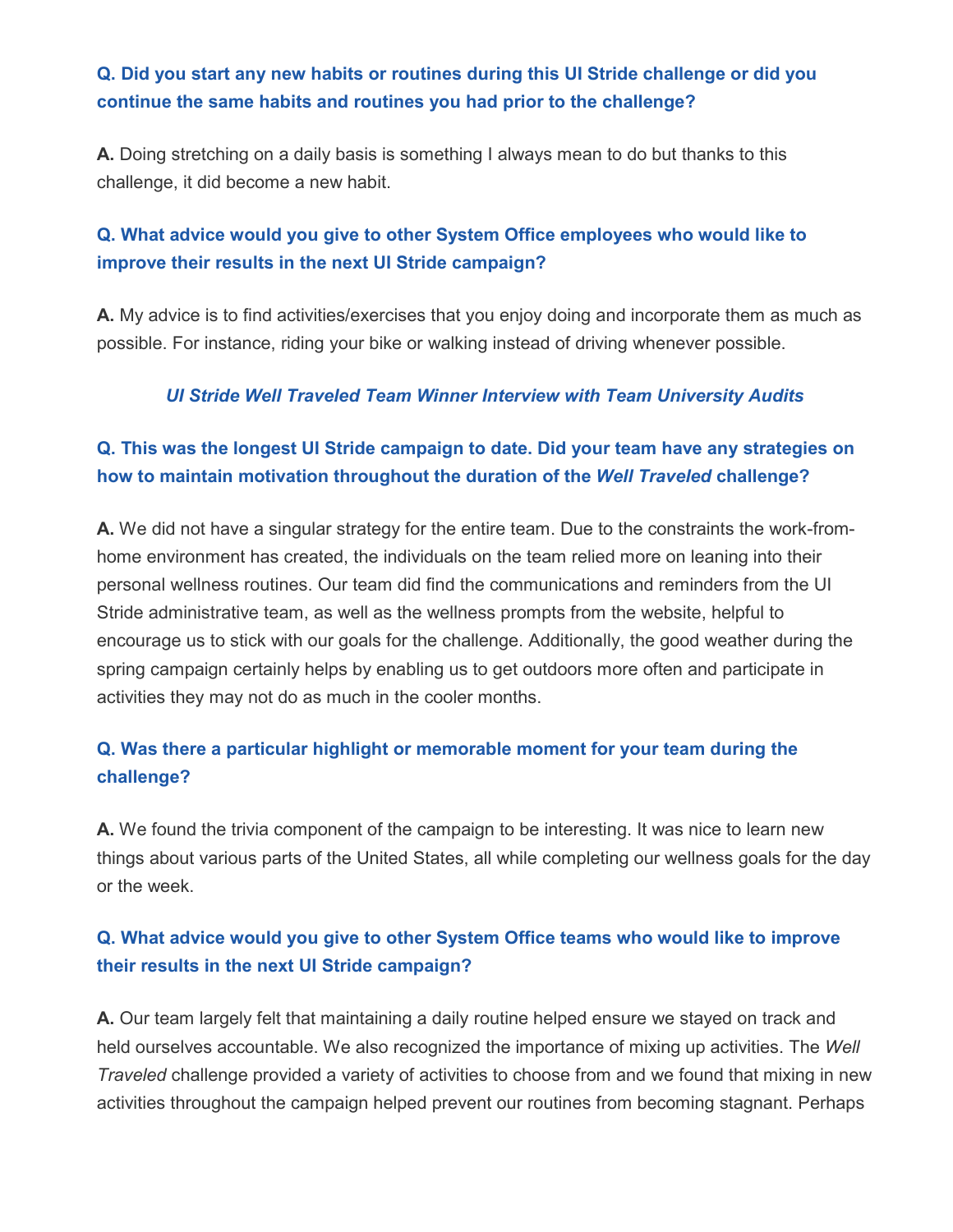**Q. Did you start any new habits or routines during this UI Stride challenge or did you continue the same habits and routines you had prior to the challenge?**

**A.** Doing stretching on a daily basis is something I always mean to do but thanks to this challenge, it did become a new habit.

**Q. What advice would you give to other System Office employees who would like to improve their results in the next UI Stride campaign?**

**A.** My advice is to find activities/exercises that you enjoy doing and incorporate them as much as possible. For instance, riding your bike or walking instead of driving whenever possible.

***UI Stride Well Traveled Team Winner Interview with Team University Audits***

**Q. This was the longest UI Stride campaign to date. Did your team have any strategies on how to maintain motivation throughout the duration of the *Well Traveled* challenge?**

**A.** We did not have a singular strategy for the entire team. Due to the constraints the work-from-home environment has created, the individuals on the team relied more on leaning into their personal wellness routines. Our team did find the communications and reminders from the UI Stride administrative team, as well as the wellness prompts from the website, helpful to encourage us to stick with our goals for the challenge. Additionally, the good weather during the spring campaign certainly helps by enabling us to get outdoors more often and participate in activities they may not do as much in the cooler months.

**Q. Was there a particular highlight or memorable moment for your team during the challenge?**

**A.** We found the trivia component of the campaign to be interesting. It was nice to learn new things about various parts of the United States, all while completing our wellness goals for the day or the week.

**Q. What advice would you give to other System Office teams who would like to improve their results in the next UI Stride campaign?**

**A.** Our team largely felt that maintaining a daily routine helped ensure we stayed on track and held ourselves accountable. We also recognized the importance of mixing up activities. The *Well Traveled* challenge provided a variety of activities to choose from and we found that mixing in new activities throughout the campaign helped prevent our routines from becoming stagnant. Perhaps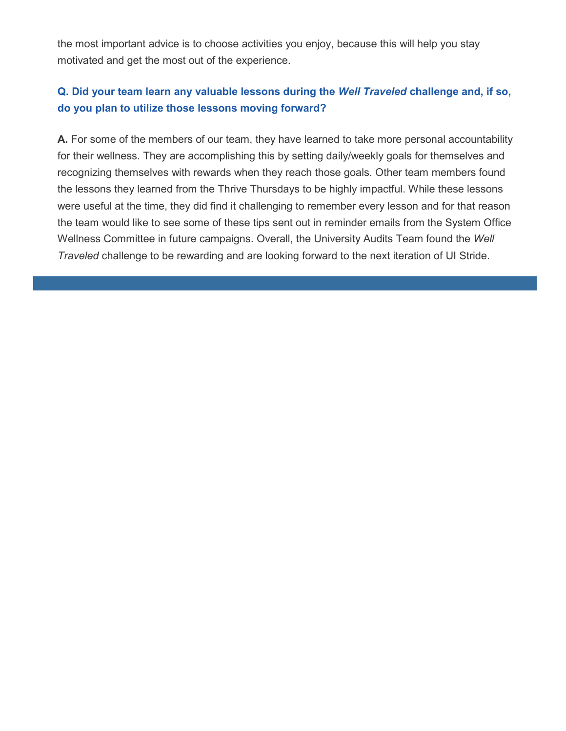the most important advice is to choose activities you enjoy, because this will help you stay motivated and get the most out of the experience.

**Q. Did your team learn any valuable lessons during the *Well Traveled* challenge and, if so, do you plan to utilize those lessons moving forward?**

**A.** For some of the members of our team, they have learned to take more personal accountability for their wellness. They are accomplishing this by setting daily/weekly goals for themselves and recognizing themselves with rewards when they reach those goals. Other team members found the lessons they learned from the Thrive Thursdays to be highly impactful. While these lessons were useful at the time, they did find it challenging to remember every lesson and for that reason the team would like to see some of these tips sent out in reminder emails from the System Office Wellness Committee in future campaigns. Overall, the University Audits Team found the *Well Traveled* challenge to be rewarding and are looking forward to the next iteration of UI Stride.